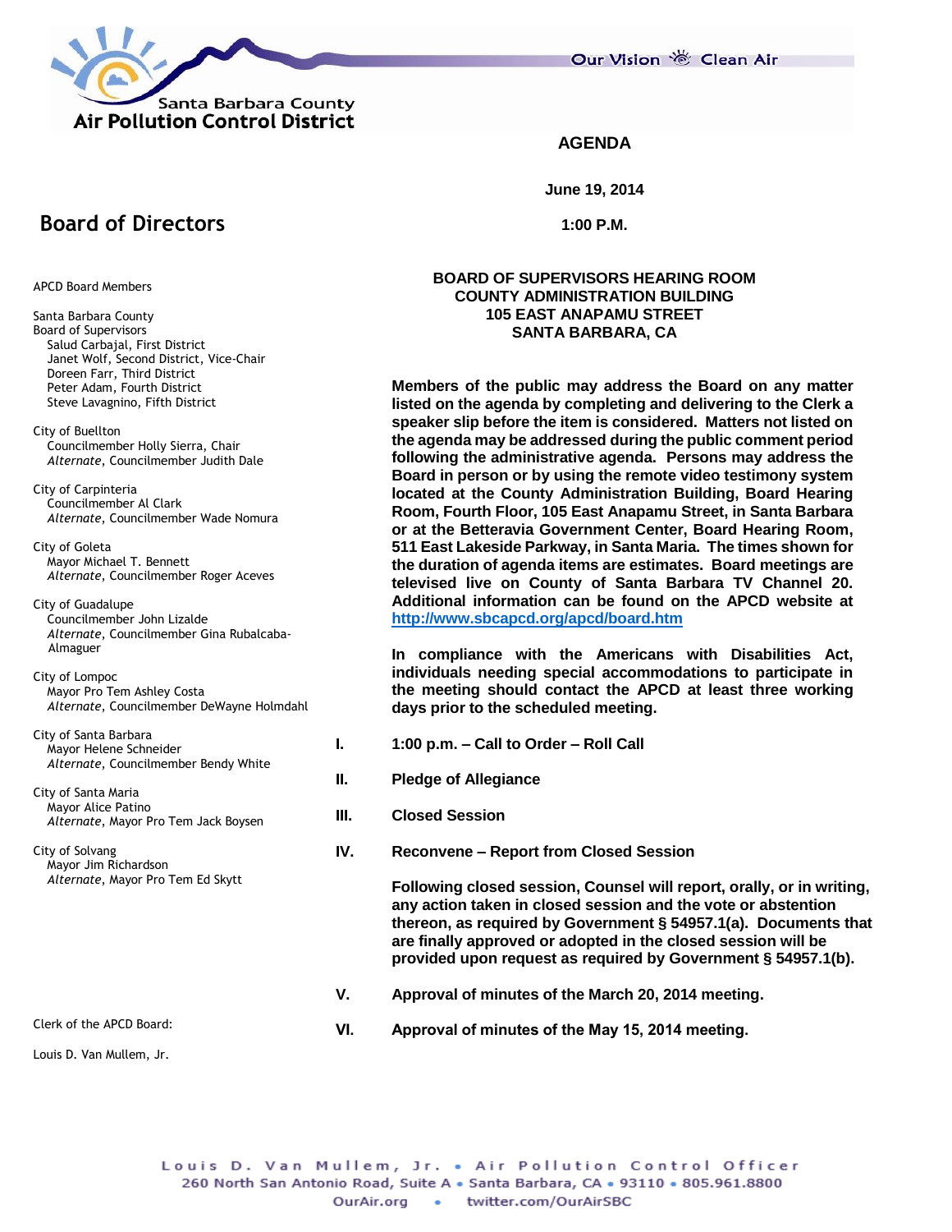Santa Barbara County
**Air Pollution Control District**

Our Vision ☼ Clean Air

# AGENDA

**June 19, 2014**

**1:00 P.M.**

## Board of Directors

APCD Board Members

Santa Barbara County
Board of Supervisors
Salud Carbajal, First District
Janet Wolf, Second District, Vice-Chair
Doreen Farr, Third District
Peter Adam, Fourth District
Steve Lavagnino, Fifth District

City of Buellton
Councilmember Holly Sierra, Chair
*Alternate*, Councilmember Judith Dale

City of Carpinteria
Councilmember Al Clark
*Alternate*, Councilmember Wade Nomura

City of Goleta
Mayor Michael T. Bennett
*Alternate*, Councilmember Roger Aceves

City of Guadalupe
Councilmember John Lizalde
*Alternate*, Councilmember Gina Rubalcaba-Almaguer

City of Lompoc
Mayor Pro Tem Ashley Costa
*Alternate*, Councilmember DeWayne Holmdahl

City of Santa Barbara
Mayor Helene Schneider
*Alternate*, Councilmember Bendy White

City of Santa Maria
Mayor Alice Patino
*Alternate*, Mayor Pro Tem Jack Boysen

City of Solvang
Mayor Jim Richardson
*Alternate*, Mayor Pro Tem Ed Skytt

Clerk of the APCD Board:

Louis D. Van Mullem, Jr.

**BOARD OF SUPERVISORS HEARING ROOM**
**COUNTY ADMINISTRATION BUILDING**
**105 EAST ANAPAMU STREET**
**SANTA BARBARA, CA**

**Members of the public may address the Board on any matter listed on the agenda by completing and delivering to the Clerk a speaker slip before the item is considered. Matters not listed on the agenda may be addressed during the public comment period following the administrative agenda. Persons may address the Board in person or by using the remote video testimony system located at the County Administration Building, Board Hearing Room, Fourth Floor, 105 East Anapamu Street, in Santa Barbara or at the Betteravia Government Center, Board Hearing Room, 511 East Lakeside Parkway, in Santa Maria. The times shown for the duration of agenda items are estimates. Board meetings are televised live on County of Santa Barbara TV Channel 20. Additional information can be found on the APCD website at http://www.sbcapcd.org/apcd/board.htm**

**In compliance with the Americans with Disabilities Act, individuals needing special accommodations to participate in the meeting should contact the APCD at least three working days prior to the scheduled meeting.**

**I. 1:00 p.m. – Call to Order – Roll Call**

**II. Pledge of Allegiance**

**III. Closed Session**

**IV. Reconvene – Report from Closed Session**

**Following closed session, Counsel will report, orally, or in writing, any action taken in closed session and the vote or abstention thereon, as required by Government § 54957.1(a). Documents that are finally approved or adopted in the closed session will be provided upon request as required by Government § 54957.1(b).**

**V. Approval of minutes of the March 20, 2014 meeting.**

**VI. Approval of minutes of the May 15, 2014 meeting.**

Louis D. Van Mullem, Jr. • Air Pollution Control Officer
260 North San Antonio Road, Suite A • Santa Barbara, CA • 93110 • 805.961.8800
OurAir.org • twitter.com/OurAirSBC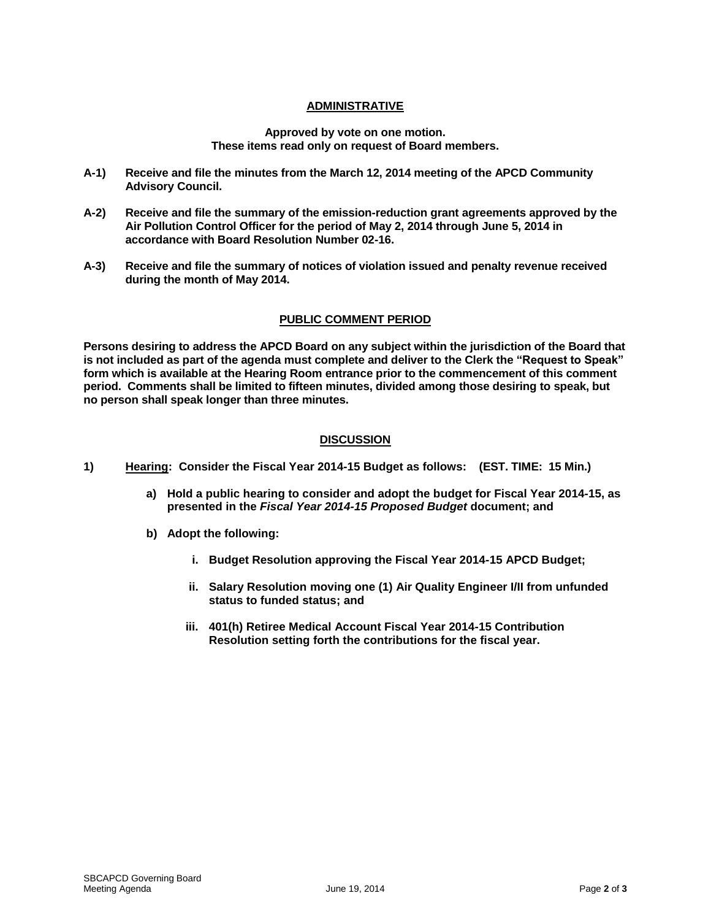## ADMINISTRATIVE

**Approved by vote on one motion.**
**These items read only on request of Board members.**

**A-1)** **Receive and file the minutes from the March 12, 2014 meeting of the APCD Community Advisory Council.**

**A-2)** **Receive and file the summary of the emission-reduction grant agreements approved by the Air Pollution Control Officer for the period of May 2, 2014 through June 5, 2014 in accordance with Board Resolution Number 02-16.**

**A-3)** **Receive and file the summary of notices of violation issued and penalty revenue received during the month of May 2014.**

## PUBLIC COMMENT PERIOD

**Persons desiring to address the APCD Board on any subject within the jurisdiction of the Board that is not included as part of the agenda must complete and deliver to the Clerk the "Request to Speak" form which is available at the Hearing Room entrance prior to the commencement of this comment period. Comments shall be limited to fifteen minutes, divided among those desiring to speak, but no person shall speak longer than three minutes.**

## DISCUSSION

**1)** **Hearing: Consider the Fiscal Year 2014-15 Budget as follows: (EST. TIME: 15 Min.)**

- **a)** **Hold a public hearing to consider and adopt the budget for Fiscal Year 2014-15, as presented in the *Fiscal Year 2014-15 Proposed Budget* document; and**

- **b)** **Adopt the following:**

  - **i.** **Budget Resolution approving the Fiscal Year 2014-15 APCD Budget;**

  - **ii.** **Salary Resolution moving one (1) Air Quality Engineer I/II from unfunded status to funded status; and**

  - **iii.** **401(h) Retiree Medical Account Fiscal Year 2014-15 Contribution Resolution setting forth the contributions for the fiscal year.**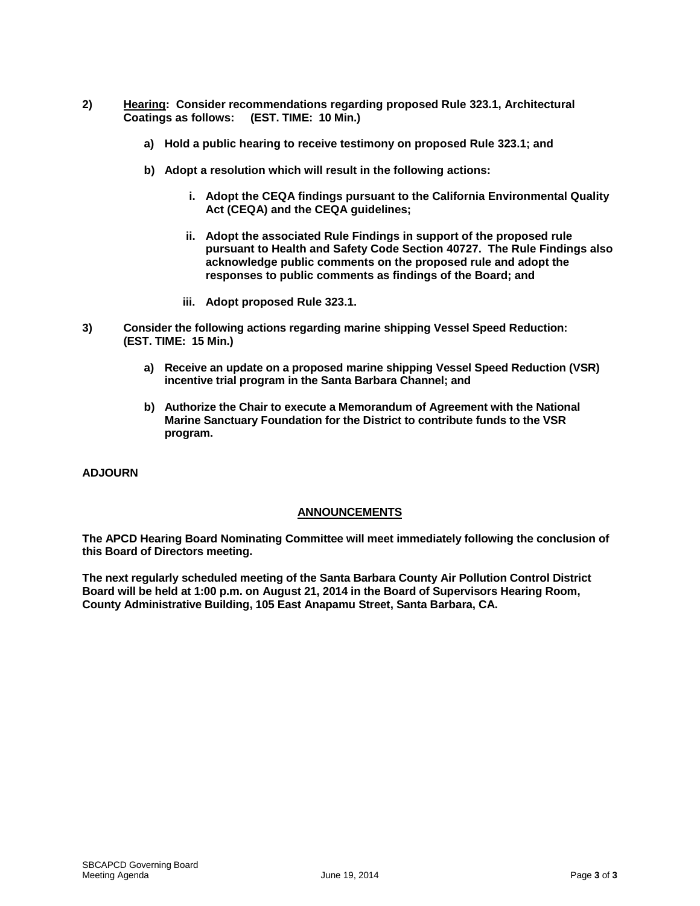**2) <u>Hearing</u>: Consider recommendations regarding proposed Rule 323.1, Architectural Coatings as follows: (EST. TIME: 10 Min.)**

- **a) Hold a public hearing to receive testimony on proposed Rule 323.1; and**

- **b) Adopt a resolution which will result in the following actions:**

  - **i. Adopt the CEQA findings pursuant to the California Environmental Quality Act (CEQA) and the CEQA guidelines;**

  - **ii. Adopt the associated Rule Findings in support of the proposed rule pursuant to Health and Safety Code Section 40727. The Rule Findings also acknowledge public comments on the proposed rule and adopt the responses to public comments as findings of the Board; and**

  - **iii. Adopt proposed Rule 323.1.**

**3) Consider the following actions regarding marine shipping Vessel Speed Reduction: (EST. TIME: 15 Min.)**

- **a) Receive an update on a proposed marine shipping Vessel Speed Reduction (VSR) incentive trial program in the Santa Barbara Channel; and**

- **b) Authorize the Chair to execute a Memorandum of Agreement with the National Marine Sanctuary Foundation for the District to contribute funds to the VSR program.**

**ADJOURN**

## <u>ANNOUNCEMENTS</u>

**The APCD Hearing Board Nominating Committee will meet immediately following the conclusion of this Board of Directors meeting.**

**The next regularly scheduled meeting of the Santa Barbara County Air Pollution Control District Board will be held at 1:00 p.m. on August 21, 2014 in the Board of Supervisors Hearing Room, County Administrative Building, 105 East Anapamu Street, Santa Barbara, CA.**